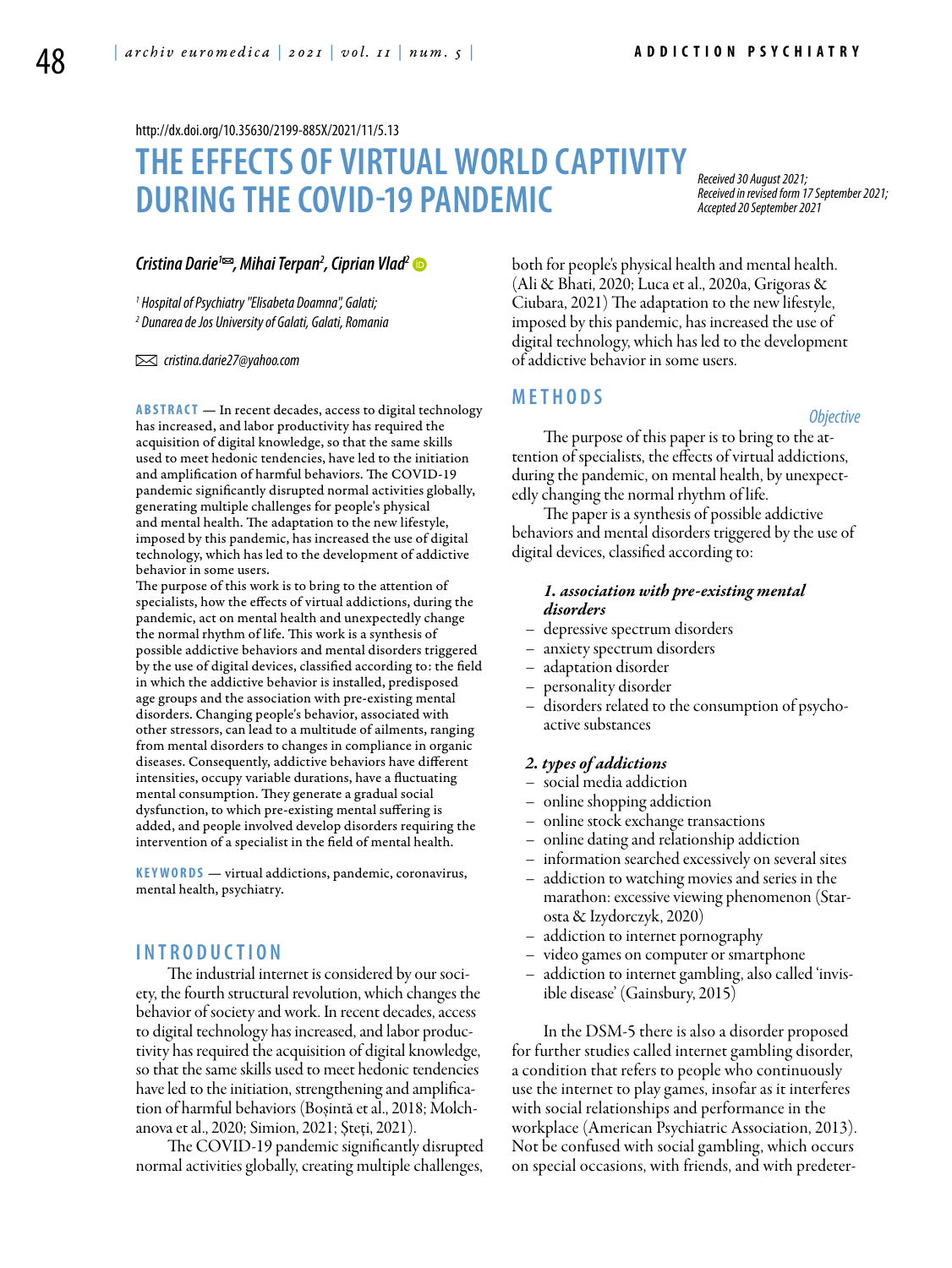http://dx.doi.org/10.35630/2199-885X/2021/11/5.13

# THE EFFECTS OF VIRTUAL WORLD CAPTIVITY DURING THE COVID-19 PANDEMIC

*Received 30 August 2021; Received in revised form 17 September 2021; Accepted 20 September 2021*

***Cristina Darie[1✉], Mihai Terpan[2], Ciprian Vlad[2]***

*[1] Hospital of Psychiatry "Elisabeta Doamna", Galati;*
*[2] Dunarea de Jos University of Galati, Galati, Romania*

✉ *cristina.darie27@yahoo.com*

**ABSTRACT** — In recent decades, access to digital technology has increased, and labor productivity has required the acquisition of digital knowledge, so that the same skills used to meet hedonic tendencies, have led to the initiation and amplification of harmful behaviors. The COVID-19 pandemic significantly disrupted normal activities globally, generating multiple challenges for people's physical and mental health. The adaptation to the new lifestyle, imposed by this pandemic, has increased the use of digital technology, which has led to the development of addictive behavior in some users.
The purpose of this work is to bring to the attention of specialists, how the effects of virtual addictions, during the pandemic, act on mental health and unexpectedly change the normal rhythm of life. This work is a synthesis of possible addictive behaviors and mental disorders triggered by the use of digital devices, classified according to: the field in which the addictive behavior is installed, predisposed age groups and the association with pre-existing mental disorders. Changing people's behavior, associated with other stressors, can lead to a multitude of ailments, ranging from mental disorders to changes in compliance in organic diseases. Consequently, addictive behaviors have different intensities, occupy variable durations, have a fluctuating mental consumption. They generate a gradual social dysfunction, to which pre-existing mental suffering is added, and people involved develop disorders requiring the intervention of a specialist in the field of mental health.

**KEYWORDS** — virtual addictions, pandemic, coronavirus, mental health, psychiatry.

## INTRODUCTION

The industrial internet is considered by our society, the fourth structural revolution, which changes the behavior of society and work. In recent decades, access to digital technology has increased, and labor productivity has required the acquisition of digital knowledge, so that the same skills used to meet hedonic tendencies have led to the initiation, strengthening and amplification of harmful behaviors (Boșintă et al., 2018; Molchanova et al., 2020; Simion, 2021; Ștefi, 2021).

The COVID-19 pandemic significantly disrupted normal activities globally, creating multiple challenges, both for people's physical health and mental health. (Ali & Bhati, 2020; Luca et al., 2020a, Grigoras & Ciubara, 2021) The adaptation to the new lifestyle, imposed by this pandemic, has increased the use of digital technology, which has led to the development of addictive behavior in some users.

## METHODS

### *Objective*

The purpose of this paper is to bring to the attention of specialists, the effects of virtual addictions, during the pandemic, on mental health, by unexpectedly changing the normal rhythm of life.

The paper is a synthesis of possible addictive behaviors and mental disorders triggered by the use of digital devices, classified according to:

***1. association with pre-existing mental disorders***

- depressive spectrum disorders
- anxiety spectrum disorders
- adaptation disorder
- personality disorder
- disorders related to the consumption of psychoactive substances

***2. types of addictions***

- social media addiction
- online shopping addiction
- online stock exchange transactions
- online dating and relationship addiction
- information searched excessively on several sites
- addiction to watching movies and series in the marathon: excessive viewing phenomenon (Starosta & Izydorczyk, 2020)
- addiction to internet pornography
- video games on computer or smartphone
- addiction to internet gambling, also called 'invisible disease' (Gainsbury, 2015)

In the DSM-5 there is also a disorder proposed for further studies called internet gambling disorder, a condition that refers to people who continuously use the internet to play games, insofar as it interferes with social relationships and performance in the workplace (American Psychiatric Association, 2013). Not be confused with social gambling, which occurs on special occasions, with friends, and with predeter-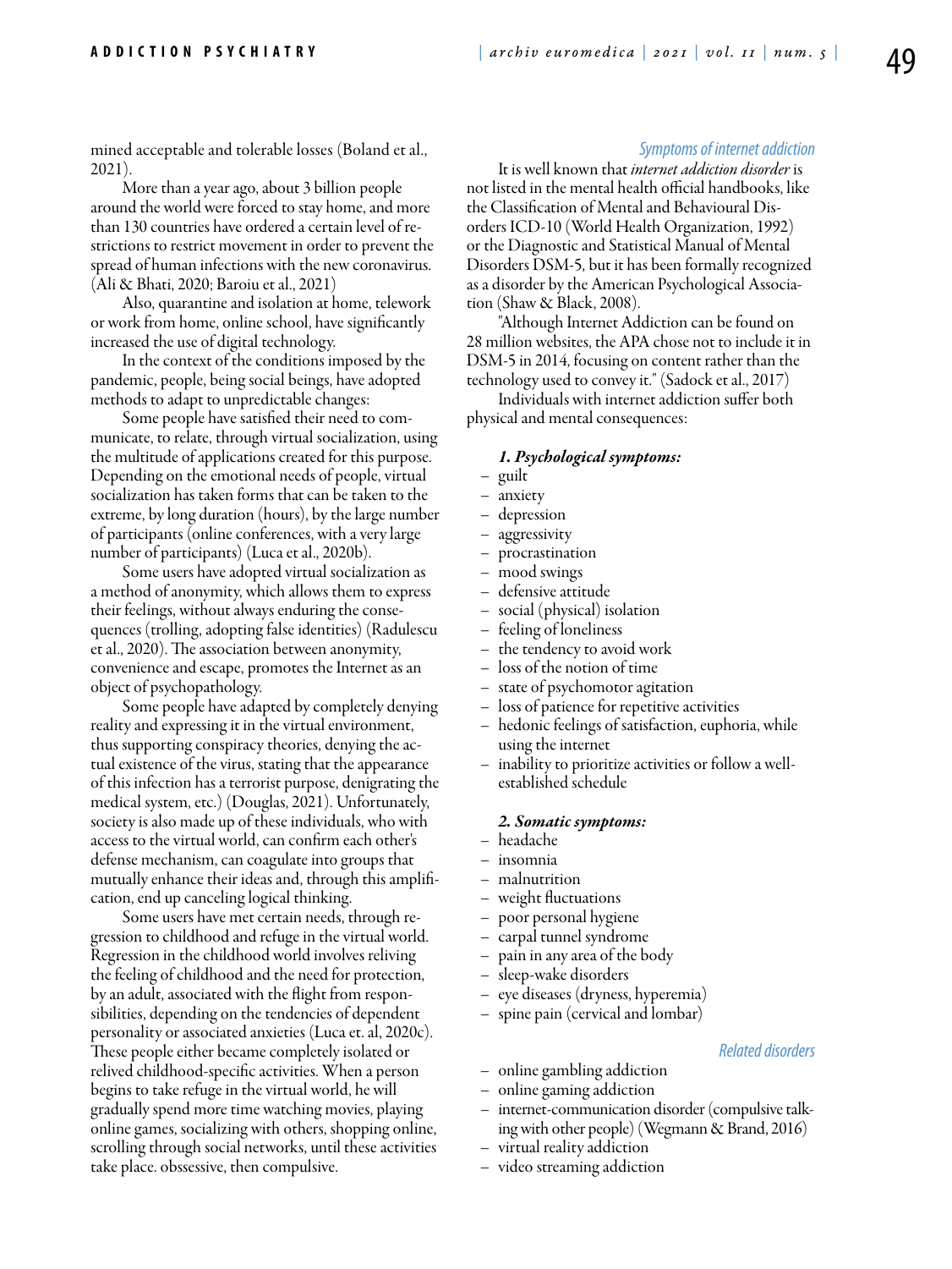mined acceptable and tolerable losses (Boland et al., 2021).

More than a year ago, about 3 billion people around the world were forced to stay home, and more than 130 countries have ordered a certain level of restrictions to restrict movement in order to prevent the spread of human infections with the new coronavirus. (Ali & Bhati, 2020; Baroiu et al., 2021)

Also, quarantine and isolation at home, telework or work from home, online school, have significantly increased the use of digital technology.

In the context of the conditions imposed by the pandemic, people, being social beings, have adopted methods to adapt to unpredictable changes:

Some people have satisfied their need to communicate, to relate, through virtual socialization, using the multitude of applications created for this purpose. Depending on the emotional needs of people, virtual socialization has taken forms that can be taken to the extreme, by long duration (hours), by the large number of participants (online conferences, with a very large number of participants) (Luca et al., 2020b).

Some users have adopted virtual socialization as a method of anonymity, which allows them to express their feelings, without always enduring the consequences (trolling, adopting false identities) (Radulescu et al., 2020). The association between anonymity, convenience and escape, promotes the Internet as an object of psychopathology.

Some people have adapted by completely denying reality and expressing it in the virtual environment, thus supporting conspiracy theories, denying the actual existence of the virus, stating that the appearance of this infection has a terrorist purpose, denigrating the medical system, etc.) (Douglas, 2021). Unfortunately, society is also made up of these individuals, who with access to the virtual world, can confirm each other's defense mechanism, can coagulate into groups that mutually enhance their ideas and, through this amplification, end up canceling logical thinking.

Some users have met certain needs, through regression to childhood and refuge in the virtual world. Regression in the childhood world involves reliving the feeling of childhood and the need for protection, by an adult, associated with the flight from responsibilities, depending on the tendencies of dependent personality or associated anxieties (Luca et. al, 2020c). These people either became completely isolated or relived childhood-specific activities. When a person begins to take refuge in the virtual world, he will gradually spend more time watching movies, playing online games, socializing with others, shopping online, scrolling through social networks, until these activities take place. obssessive, then compulsive.

## Symptoms of internet addiction

It is well known that *internet addiction disorder* is not listed in the mental health official handbooks, like the Classification of Mental and Behavioural Disorders ICD-10 (World Health Organization, 1992) or the Diagnostic and Statistical Manual of Mental Disorders DSM-5, but it has been formally recognized as a disorder by the American Psychological Association (Shaw & Black, 2008).

"Although Internet Addiction can be found on 28 million websites, the APA chose not to include it in DSM-5 in 2014, focusing on content rather than the technology used to convey it." (Sadock et al., 2017)

Individuals with internet addiction suffer both physical and mental consequences:

***1. Psychological symptoms:***

- guilt
- anxiety
- depression
- aggressivity
- procrastination
- mood swings
- defensive attitude
- social (physical) isolation
- feeling of loneliness
- the tendency to avoid work
- loss of the notion of time
- state of psychomotor agitation
- loss of patience for repetitive activities
- hedonic feelings of satisfaction, euphoria, while using the internet
- inability to prioritize activities or follow a well-established schedule

***2. Somatic symptoms:***

- headache
- insomnia
- malnutrition
- weight fluctuations
- poor personal hygiene
- carpal tunnel syndrome
- pain in any area of the body
- sleep-wake disorders
- eye diseases (dryness, hyperemia)
- spine pain (cervical and lombar)

## Related disorders

- online gambling addiction
- online gaming addiction
- internet-communication disorder (compulsive talking with other people) (Wegmann & Brand, 2016)
- virtual reality addiction
- video streaming addiction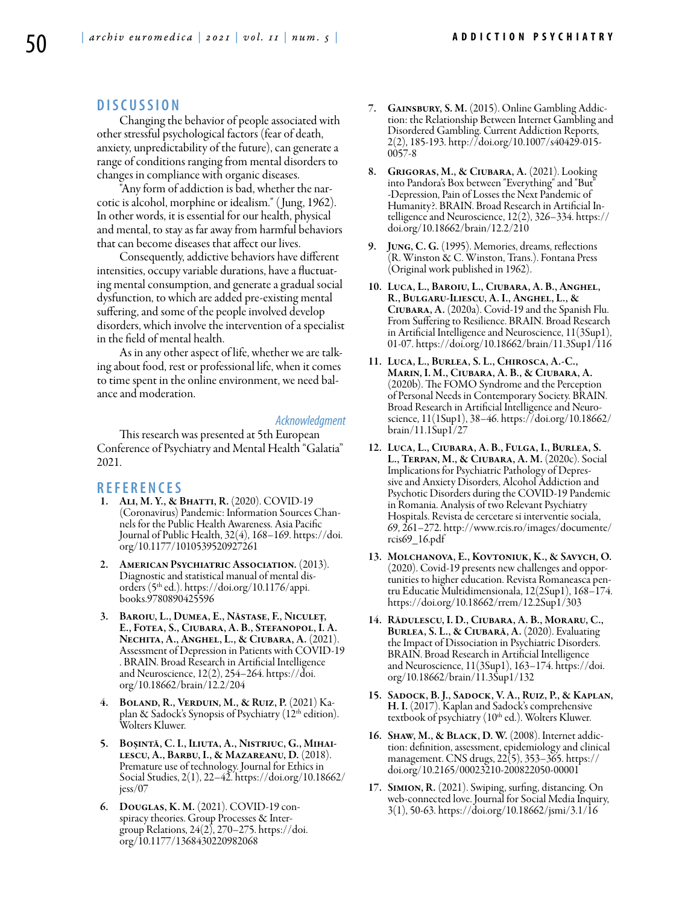## DISCUSSION

Changing the behavior of people associated with other stressful psychological factors (fear of death, anxiety, unpredictability of the future), can generate a range of conditions ranging from mental disorders to changes in compliance with organic diseases.

"Any form of addiction is bad, whether the narcotic is alcohol, morphine or idealism." (Jung, 1962). In other words, it is essential for our health, physical and mental, to stay as far away from harmful behaviors that can become diseases that affect our lives.

Consequently, addictive behaviors have different intensities, occupy variable durations, have a fluctuating mental consumption, and generate a gradual social dysfunction, to which are added pre-existing mental suffering, and some of the people involved develop disorders, which involve the intervention of a specialist in the field of mental health.

As in any other aspect of life, whether we are talking about food, rest or professional life, when it comes to time spent in the online environment, we need balance and moderation.

### *Acknowledgment*

This research was presented at 5th European Conference of Psychiatry and Mental Health "Galatia" 2021.

## REFERENCES

1. **Ali, M. Y., & Bhatti, R.** (2020). COVID-19 (Coronavirus) Pandemic: Information Sources Channels for the Public Health Awareness. Asia Pacific Journal of Public Health, 32(4), 168–169. https://doi.org/10.1177/1010539520927261
2. **American Psychiatric Association.** (2013). Diagnostic and statistical manual of mental disorders (5th ed.). https://doi.org/10.1176/appi.books.9780890425596
3. **Baroiu, L., Dumea, E., Năstase, F., Niculeț, E., Fotea, S., Ciubara, A. B., Stefanopol, I. A. Nechita, A., Anghel, L., & Ciubara, A.** (2021). Assessment of Depression in Patients with COVID-19 . BRAIN. Broad Research in Artificial Intelligence and Neuroscience, 12(2), 254–264. https://doi.org/10.18662/brain/12.2/204
4. **Boland, R., Verduin, M., & Ruiz, P.** (2021) Kaplan & Sadock's Synopsis of Psychiatry (12th edition). Wolters Kluwer.
5. **Boșintă, C. I., Iliuta, A., Nistriuc, G., Mihailescu, A., Barbu, I., & Mazareanu, D.** (2018). Premature use of technology. Journal for Ethics in Social Studies, 2(1), 22–42. https://doi.org/10.18662/jess/07
6. **Douglas, K. M.** (2021). COVID-19 conspiracy theories. Group Processes & Intergroup Relations, 24(2), 270–275. https://doi.org/10.1177/1368430220982068
7. **Gainsbury, S. M.** (2015). Online Gambling Addiction: the Relationship Between Internet Gambling and Disordered Gambling. Current Addiction Reports, 2(2), 185-193. http://doi.org/10.1007/s40429-015-0057-8
8. **Grigoras, M., & Ciubara, A.** (2021). Looking into Pandora's Box between "Everything" and "But" -Depression, Pain of Losses the Next Pandemic of Humanity?. BRAIN. Broad Research in Artificial Intelligence and Neuroscience, 12(2), 326–334. https://doi.org/10.18662/brain/12.2/210
9. **Jung, C. G.** (1995). Memories, dreams, reflections (R. Winston & C. Winston, Trans.). Fontana Press (Original work published in 1962).
10. **Luca, L., Baroiu, L., Ciubara, A. B., Anghel, R., Bulgaru-Iliescu, A. I., Anghel, L., & Ciubara, A.** (2020a). Covid-19 and the Spanish Flu. From Suffering to Resilience. BRAIN. Broad Research in Artificial Intelligence and Neuroscience, 11(3Sup1), 01-07. https://doi.org/10.18662/brain/11.3Sup1/116
11. **Luca, L., Burlea, S. L., Chirosca, A.-C., Marin, I. M., Ciubara, A. B., & Ciubara, A.** (2020b). The FOMO Syndrome and the Perception of Personal Needs in Contemporary Society. BRAIN. Broad Research in Artificial Intelligence and Neuroscience, 11(1Sup1), 38–46. https://doi.org/10.18662/brain/11.1Sup1/27
12. **Luca, L., Ciubara, A. B., Fulga, I., Burlea, S. L., Terpan, M., & Ciubara, A. M.** (2020c). Social Implications for Psychiatric Pathology of Depressive and Anxiety Disorders, Alcohol Addiction and Psychotic Disorders during the COVID-19 Pandemic in Romania. Analysis of two Relevant Psychiatry Hospitals. Revista de cercetare si interventie sociala, 69, 261–272. http://www.rcis.ro/images/documente/rcis69_16.pdf
13. **Molchanova, E., Kovtoniuk, K., & Savych, O.** (2020). Covid-19 presents new challenges and opportunities to higher education. Revista Romaneasca pentru Educatie Multidimensionala, 12(2Sup1), 168–174. https://doi.org/10.18662/rrem/12.2Sup1/303
14. **Rădulescu, I. D., Ciubara, A. B., Moraru, C., Burlea, S. L., & Ciubară, A.** (2020). Evaluating the Impact of Dissociation in Psychiatric Disorders. BRAIN. Broad Research in Artificial Intelligence and Neuroscience, 11(3Sup1), 163–174. https://doi.org/10.18662/brain/11.3Sup1/132
15. **Sadock, B. J., Sadock, V. A., Ruiz, P., & Kaplan, H. I.** (2017). Kaplan and Sadock's comprehensive textbook of psychiatry (10th ed.). Wolters Kluwer.
16. **Shaw, M., & Black, D. W.** (2008). Internet addiction: definition, assessment, epidemiology and clinical management. CNS drugs, 22(5), 353–365. https://doi.org/10.2165/00023210-200822050-00001
17. **Simion, R.** (2021). Swiping, surfing, distancing. On web-connected love. Journal for Social Media Inquiry, 3(1), 50-63. https://doi.org/10.18662/jsmi/3.1/16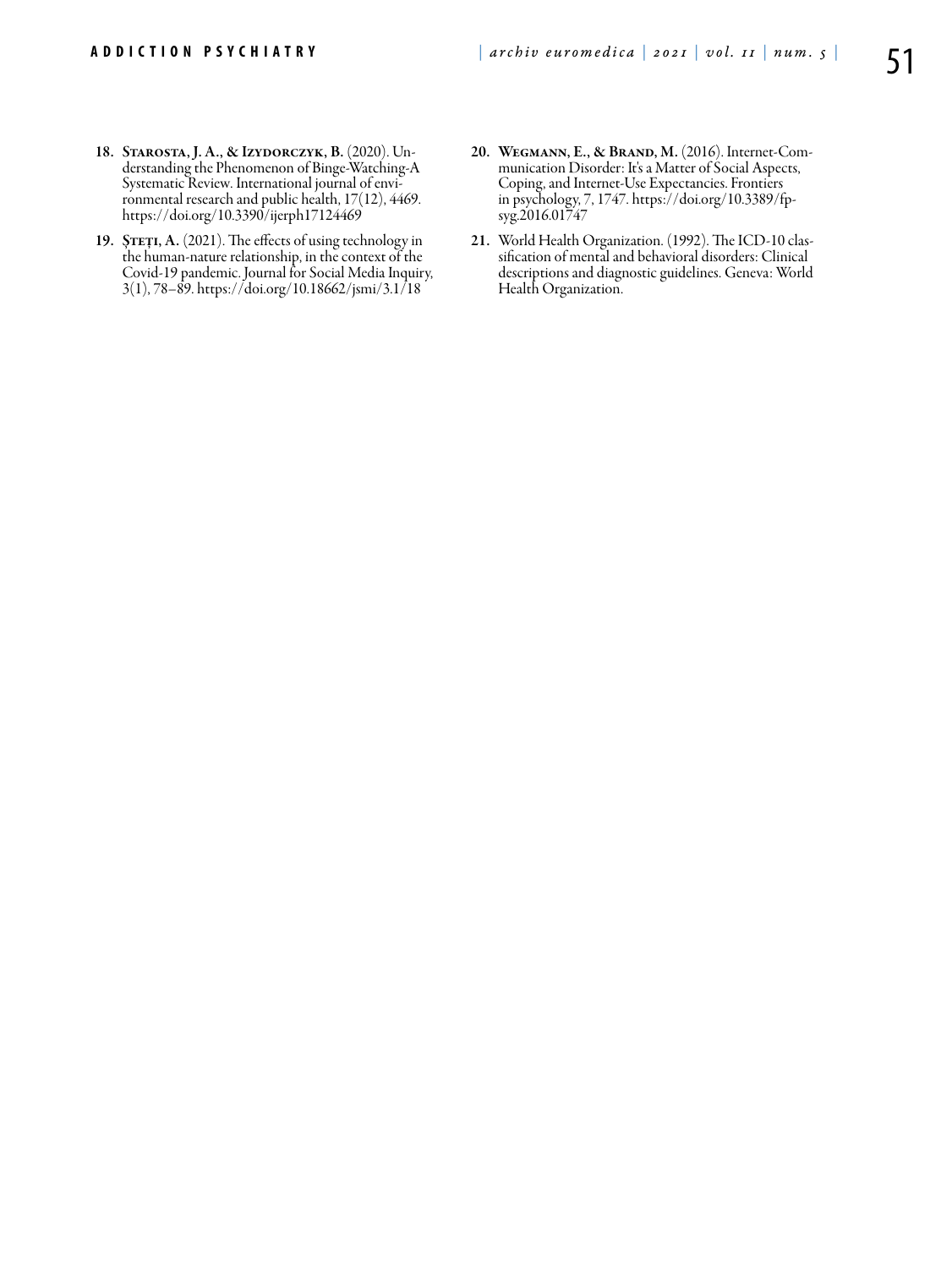18. **Starosta, J. A., & Izydorczyk, B.** (2020). Understanding the Phenomenon of Binge-Watching-A Systematic Review. International journal of environmental research and public health, 17(12), 4469. https://doi.org/10.3390/ijerph17124469

19. **Ștefi, A.** (2021). The effects of using technology in the human-nature relationship, in the context of the Covid-19 pandemic. Journal for Social Media Inquiry, 3(1), 78–89. https://doi.org/10.18662/jsmi/3.1/18

20. **Wegmann, E., & Brand, M.** (2016). Internet-Communication Disorder: It's a Matter of Social Aspects, Coping, and Internet-Use Expectancies. Frontiers in psychology, 7, 1747. https://doi.org/10.3389/fpsyg.2016.01747

21. World Health Organization. (1992). The ICD-10 classification of mental and behavioral disorders: Clinical descriptions and diagnostic guidelines. Geneva: World Health Organization.